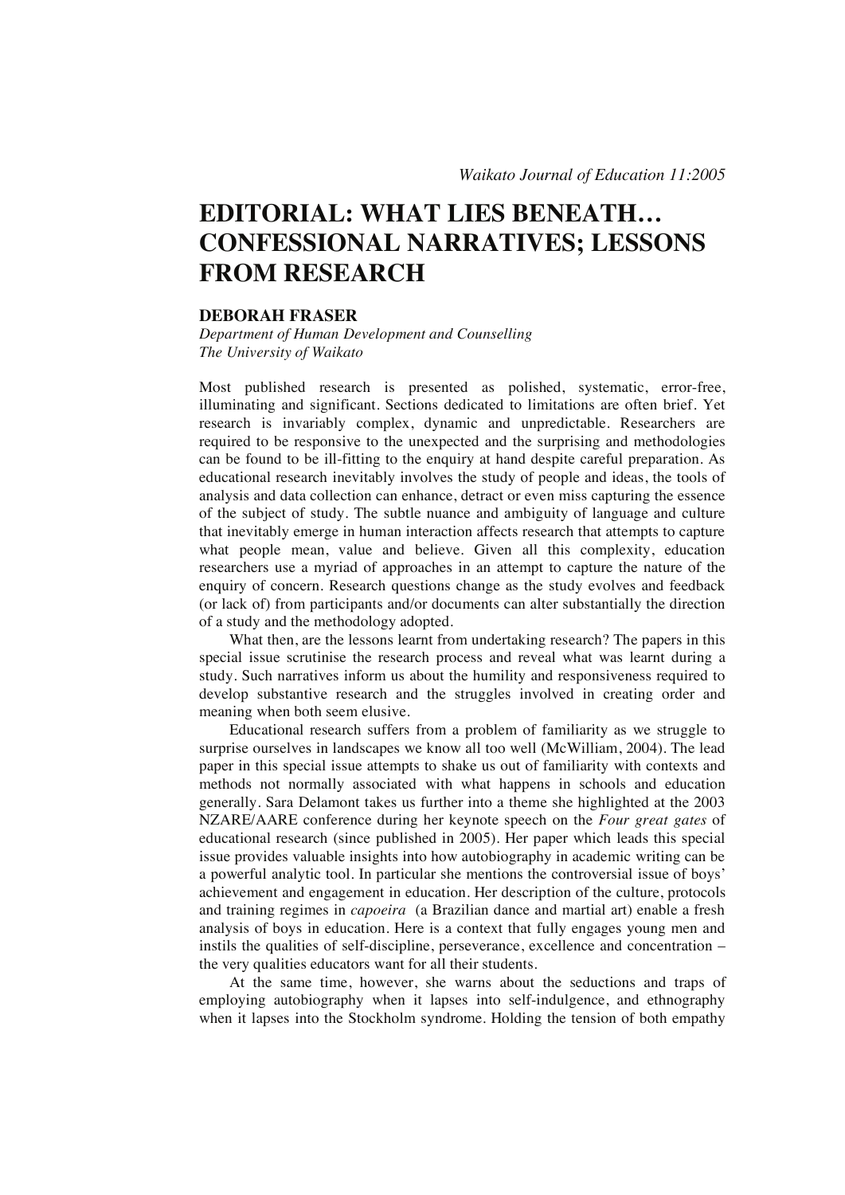# EDITORIAL: WHAT LIES BENEATH… CONFESSIONAL NARRATIVES; LESSONS FROM RESEARCH

**DEBORAH FRASER**

*Department of Human Development and Counselling*
*The University of Waikato*

Most published research is presented as polished, systematic, error-free, illuminating and significant. Sections dedicated to limitations are often brief. Yet research is invariably complex, dynamic and unpredictable. Researchers are required to be responsive to the unexpected and the surprising and methodologies can be found to be ill-fitting to the enquiry at hand despite careful preparation. As educational research inevitably involves the study of people and ideas, the tools of analysis and data collection can enhance, detract or even miss capturing the essence of the subject of study. The subtle nuance and ambiguity of language and culture that inevitably emerge in human interaction affects research that attempts to capture what people mean, value and believe. Given all this complexity, education researchers use a myriad of approaches in an attempt to capture the nature of the enquiry of concern. Research questions change as the study evolves and feedback (or lack of) from participants and/or documents can alter substantially the direction of a study and the methodology adopted.

What then, are the lessons learnt from undertaking research? The papers in this special issue scrutinise the research process and reveal what was learnt during a study. Such narratives inform us about the humility and responsiveness required to develop substantive research and the struggles involved in creating order and meaning when both seem elusive.

Educational research suffers from a problem of familiarity as we struggle to surprise ourselves in landscapes we know all too well (McWilliam, 2004). The lead paper in this special issue attempts to shake us out of familiarity with contexts and methods not normally associated with what happens in schools and education generally. Sara Delamont takes us further into a theme she highlighted at the 2003 NZARE/AARE conference during her keynote speech on the *Four great gates* of educational research (since published in 2005). Her paper which leads this special issue provides valuable insights into how autobiography in academic writing can be a powerful analytic tool. In particular she mentions the controversial issue of boys' achievement and engagement in education. Her description of the culture, protocols and training regimes in *capoeira* (a Brazilian dance and martial art) enable a fresh analysis of boys in education. Here is a context that fully engages young men and instils the qualities of self-discipline, perseverance, excellence and concentration – the very qualities educators want for all their students.

At the same time, however, she warns about the seductions and traps of employing autobiography when it lapses into self-indulgence, and ethnography when it lapses into the Stockholm syndrome. Holding the tension of both empathy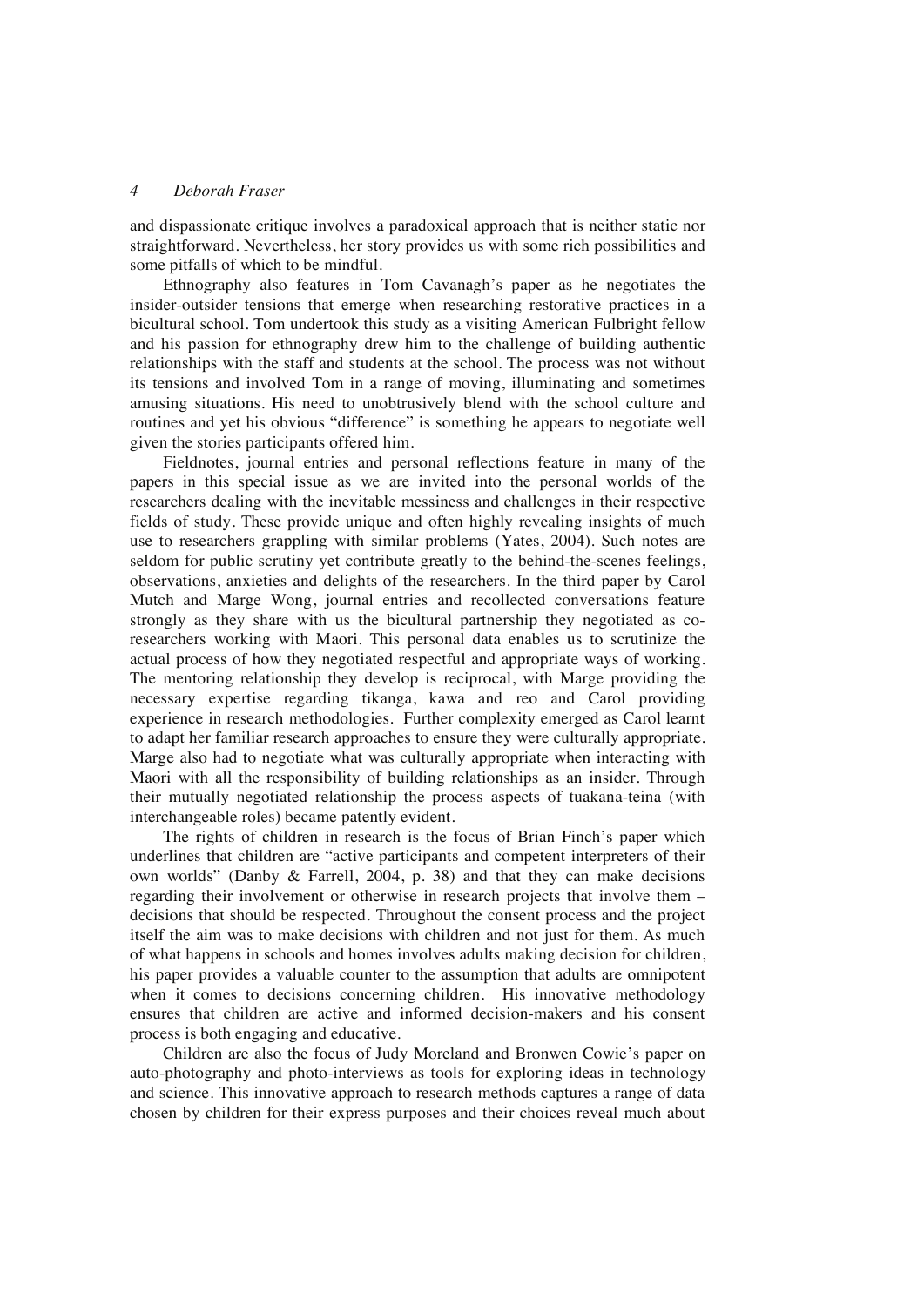and dispassionate critique involves a paradoxical approach that is neither static nor straightforward. Nevertheless, her story provides us with some rich possibilities and some pitfalls of which to be mindful.

Ethnography also features in Tom Cavanagh's paper as he negotiates the insider-outsider tensions that emerge when researching restorative practices in a bicultural school. Tom undertook this study as a visiting American Fulbright fellow and his passion for ethnography drew him to the challenge of building authentic relationships with the staff and students at the school. The process was not without its tensions and involved Tom in a range of moving, illuminating and sometimes amusing situations. His need to unobtrusively blend with the school culture and routines and yet his obvious "difference" is something he appears to negotiate well given the stories participants offered him.

Fieldnotes, journal entries and personal reflections feature in many of the papers in this special issue as we are invited into the personal worlds of the researchers dealing with the inevitable messiness and challenges in their respective fields of study. These provide unique and often highly revealing insights of much use to researchers grappling with similar problems (Yates, 2004). Such notes are seldom for public scrutiny yet contribute greatly to the behind-the-scenes feelings, observations, anxieties and delights of the researchers. In the third paper by Carol Mutch and Marge Wong, journal entries and recollected conversations feature strongly as they share with us the bicultural partnership they negotiated as co-researchers working with Maori. This personal data enables us to scrutinize the actual process of how they negotiated respectful and appropriate ways of working. The mentoring relationship they develop is reciprocal, with Marge providing the necessary expertise regarding tikanga, kawa and reo and Carol providing experience in research methodologies. Further complexity emerged as Carol learnt to adapt her familiar research approaches to ensure they were culturally appropriate. Marge also had to negotiate what was culturally appropriate when interacting with Maori with all the responsibility of building relationships as an insider. Through their mutually negotiated relationship the process aspects of tuakana-teina (with interchangeable roles) became patently evident.

The rights of children in research is the focus of Brian Finch's paper which underlines that children are "active participants and competent interpreters of their own worlds" (Danby & Farrell, 2004, p. 38) and that they can make decisions regarding their involvement or otherwise in research projects that involve them – decisions that should be respected. Throughout the consent process and the project itself the aim was to make decisions with children and not just for them. As much of what happens in schools and homes involves adults making decision for children, his paper provides a valuable counter to the assumption that adults are omnipotent when it comes to decisions concerning children. His innovative methodology ensures that children are active and informed decision-makers and his consent process is both engaging and educative.

Children are also the focus of Judy Moreland and Bronwen Cowie's paper on auto-photography and photo-interviews as tools for exploring ideas in technology and science. This innovative approach to research methods captures a range of data chosen by children for their express purposes and their choices reveal much about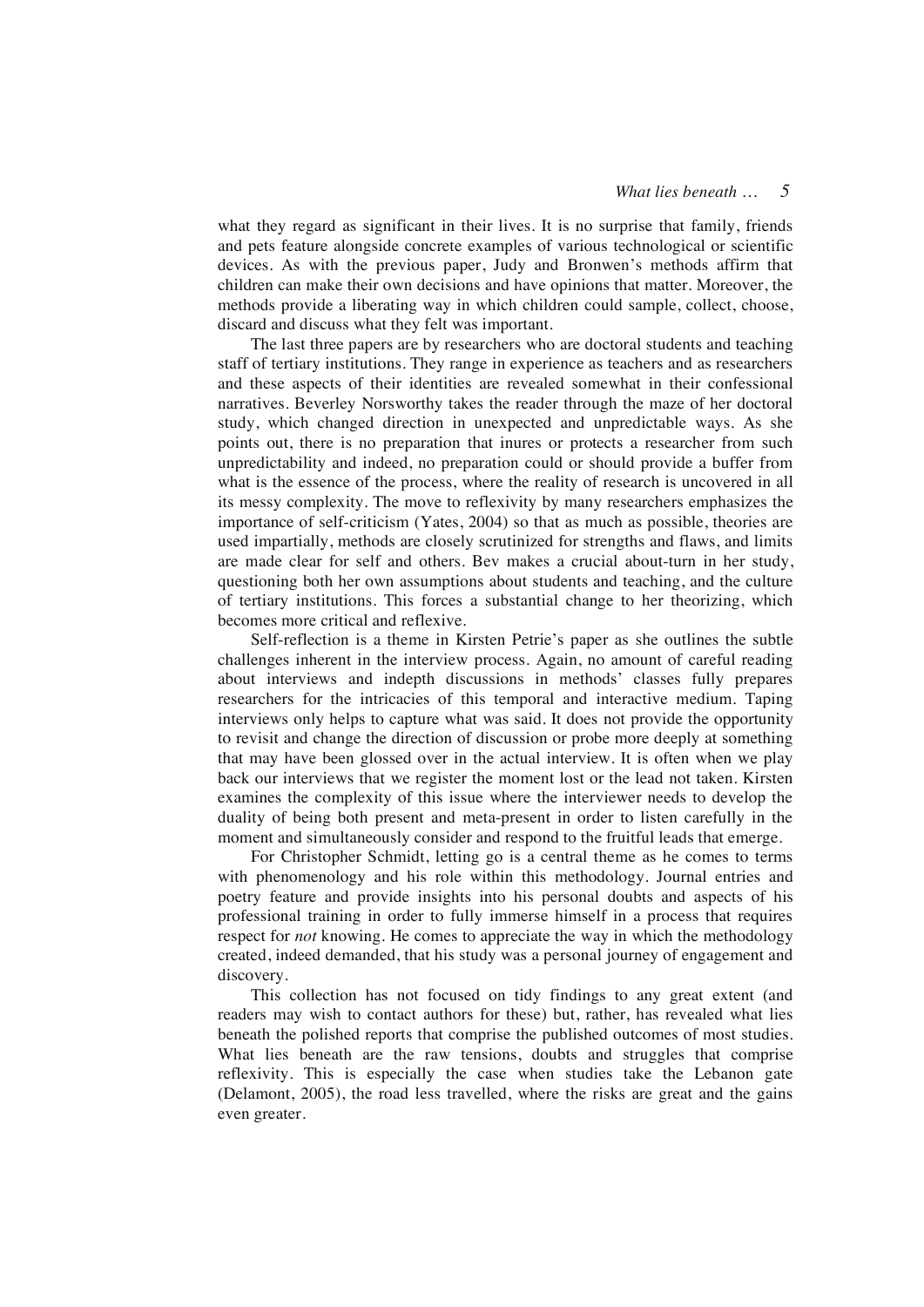what they regard as significant in their lives. It is no surprise that family, friends and pets feature alongside concrete examples of various technological or scientific devices. As with the previous paper, Judy and Bronwen's methods affirm that children can make their own decisions and have opinions that matter. Moreover, the methods provide a liberating way in which children could sample, collect, choose, discard and discuss what they felt was important.

The last three papers are by researchers who are doctoral students and teaching staff of tertiary institutions. They range in experience as teachers and as researchers and these aspects of their identities are revealed somewhat in their confessional narratives. Beverley Norsworthy takes the reader through the maze of her doctoral study, which changed direction in unexpected and unpredictable ways. As she points out, there is no preparation that inures or protects a researcher from such unpredictability and indeed, no preparation could or should provide a buffer from what is the essence of the process, where the reality of research is uncovered in all its messy complexity. The move to reflexivity by many researchers emphasizes the importance of self-criticism (Yates, 2004) so that as much as possible, theories are used impartially, methods are closely scrutinized for strengths and flaws, and limits are made clear for self and others. Bev makes a crucial about-turn in her study, questioning both her own assumptions about students and teaching, and the culture of tertiary institutions. This forces a substantial change to her theorizing, which becomes more critical and reflexive.

Self-reflection is a theme in Kirsten Petrie's paper as she outlines the subtle challenges inherent in the interview process. Again, no amount of careful reading about interviews and indepth discussions in methods' classes fully prepares researchers for the intricacies of this temporal and interactive medium. Taping interviews only helps to capture what was said. It does not provide the opportunity to revisit and change the direction of discussion or probe more deeply at something that may have been glossed over in the actual interview. It is often when we play back our interviews that we register the moment lost or the lead not taken. Kirsten examines the complexity of this issue where the interviewer needs to develop the duality of being both present and meta-present in order to listen carefully in the moment and simultaneously consider and respond to the fruitful leads that emerge.

For Christopher Schmidt, letting go is a central theme as he comes to terms with phenomenology and his role within this methodology. Journal entries and poetry feature and provide insights into his personal doubts and aspects of his professional training in order to fully immerse himself in a process that requires respect for *not* knowing. He comes to appreciate the way in which the methodology created, indeed demanded, that his study was a personal journey of engagement and discovery.

This collection has not focused on tidy findings to any great extent (and readers may wish to contact authors for these) but, rather, has revealed what lies beneath the polished reports that comprise the published outcomes of most studies. What lies beneath are the raw tensions, doubts and struggles that comprise reflexivity. This is especially the case when studies take the Lebanon gate (Delamont, 2005), the road less travelled, where the risks are great and the gains even greater.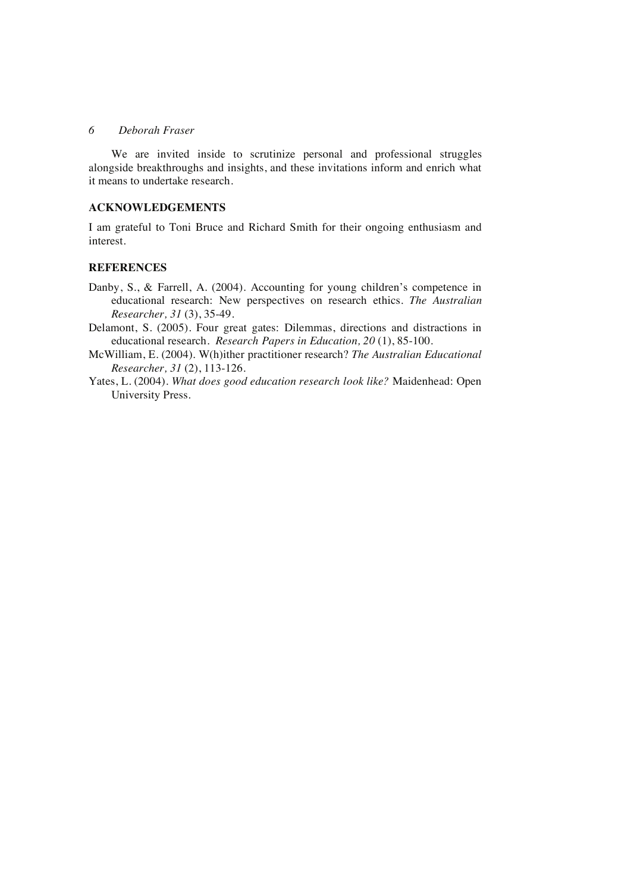We are invited inside to scrutinize personal and professional struggles alongside breakthroughs and insights, and these invitations inform and enrich what it means to undertake research.

## ACKNOWLEDGEMENTS

I am grateful to Toni Bruce and Richard Smith for their ongoing enthusiasm and interest.

## REFERENCES

Danby, S., & Farrell, A. (2004). Accounting for young children's competence in educational research: New perspectives on research ethics. *The Australian Researcher, 31* (3), 35-49.

Delamont, S. (2005). Four great gates: Dilemmas, directions and distractions in educational research. *Research Papers in Education, 20* (1), 85-100.

McWilliam, E. (2004). W(h)ither practitioner research? *The Australian Educational Researcher, 31* (2), 113-126.

Yates, L. (2004). *What does good education research look like?* Maidenhead: Open University Press.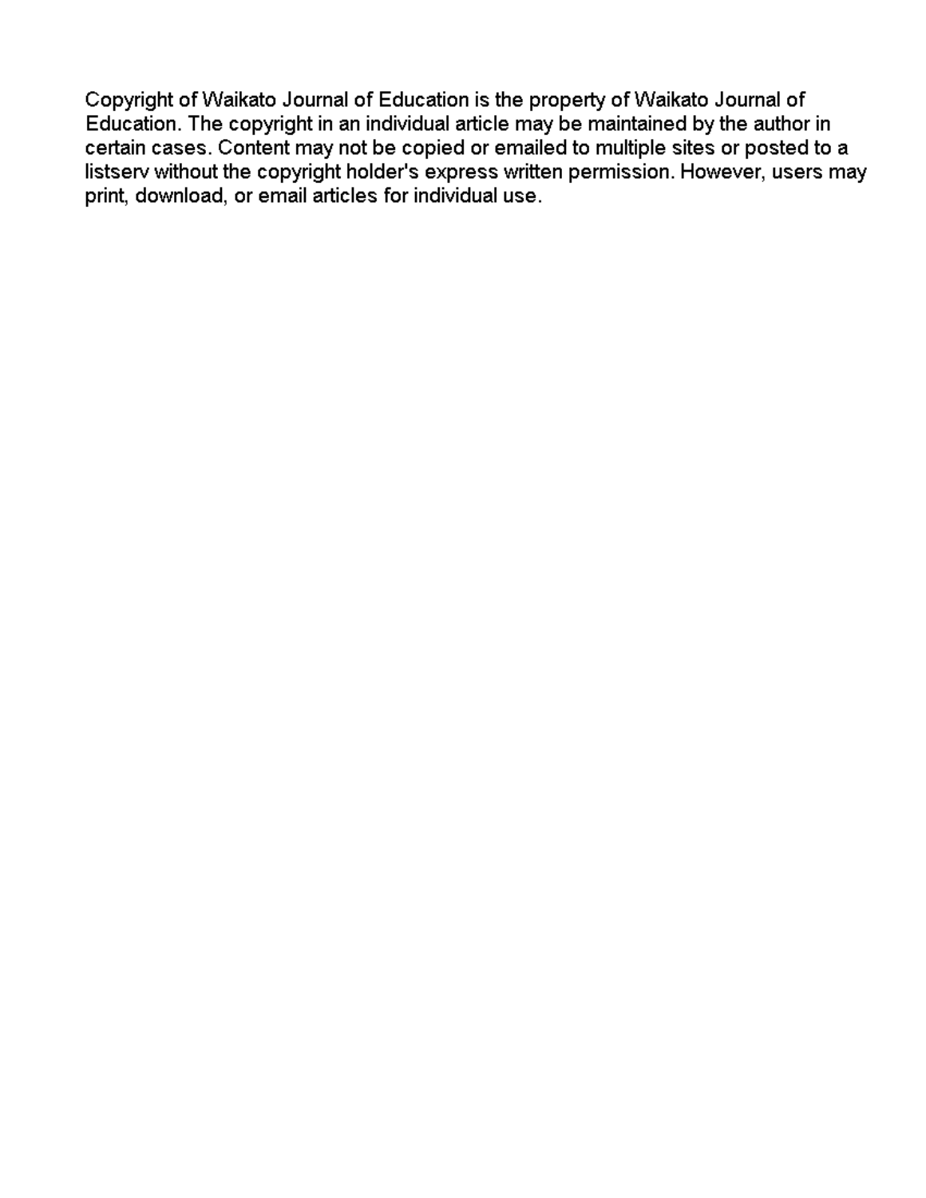Copyright of Waikato Journal of Education is the property of Waikato Journal of Education. The copyright in an individual article may be maintained by the author in certain cases. Content may not be copied or emailed to multiple sites or posted to a listserv without the copyright holder's express written permission. However, users may print, download, or email articles for individual use.